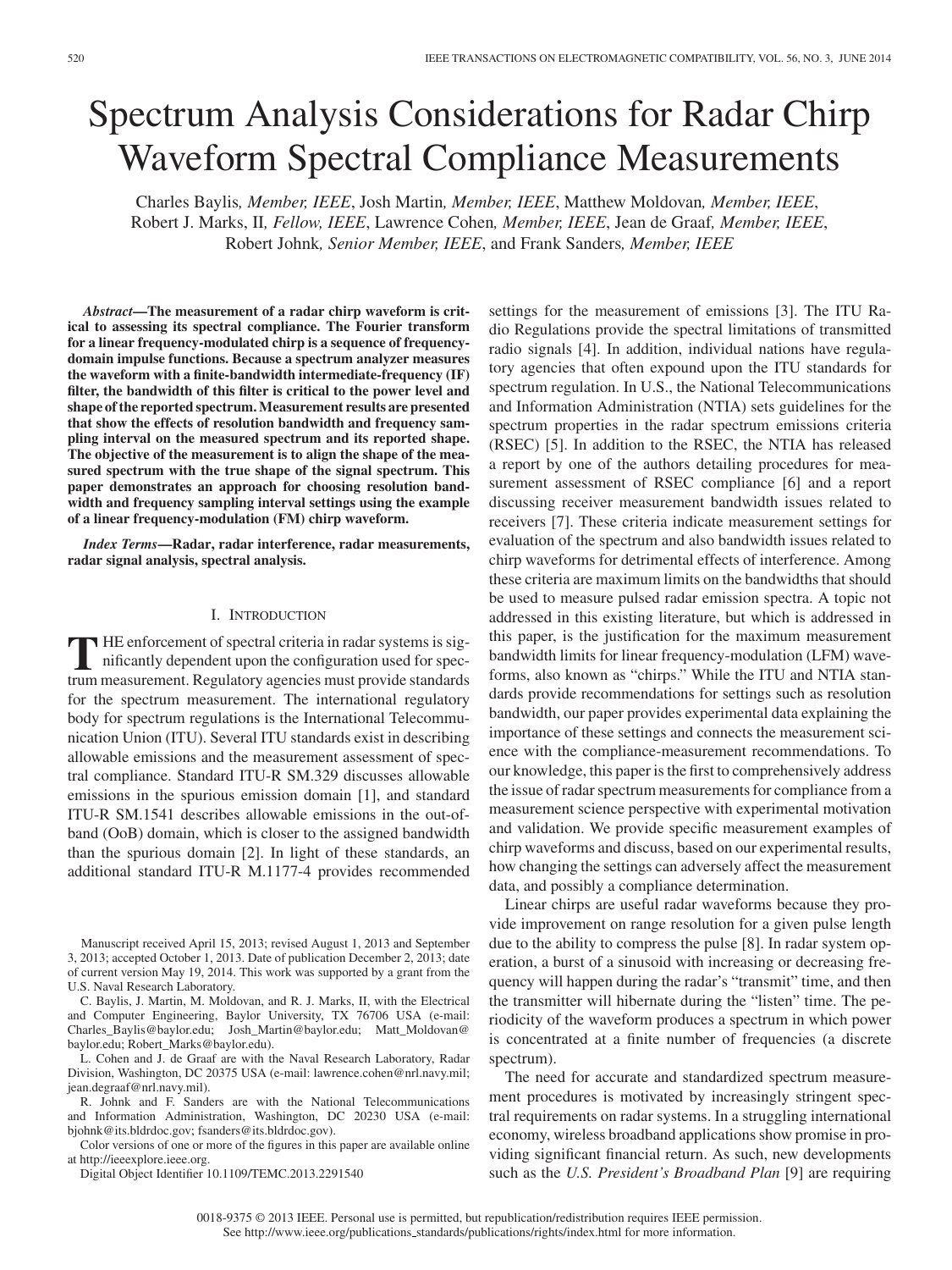# Spectrum Analysis Considerations for Radar Chirp Waveform Spectral Compliance Measurements

Charles Baylis, *Member, IEEE*, Josh Martin, *Member, IEEE*, Matthew Moldovan, *Member, IEEE*, Robert J. Marks, II, *Fellow, IEEE*, Lawrence Cohen, *Member, IEEE*, Jean de Graaf, *Member, IEEE*, Robert Johnk, *Senior Member, IEEE*, and Frank Sanders, *Member, IEEE*

***Abstract*—The measurement of a radar chirp waveform is critical to assessing its spectral compliance. The Fourier transform for a linear frequency-modulated chirp is a sequence of frequency-domain impulse functions. Because a spectrum analyzer measures the waveform with a finite-bandwidth intermediate-frequency (IF) filter, the bandwidth of this filter is critical to the power level and shape of the reported spectrum. Measurement results are presented that show the effects of resolution bandwidth and frequency sampling interval on the measured spectrum and its reported shape. The objective of the measurement is to align the shape of the measured spectrum with the true shape of the signal spectrum. This paper demonstrates an approach for choosing resolution bandwidth and frequency sampling interval settings using the example of a linear frequency-modulation (FM) chirp waveform.**

***Index Terms*—Radar, radar interference, radar measurements, radar signal analysis, spectral analysis.**

## I. Introduction

The enforcement of spectral criteria in radar systems is significantly dependent upon the configuration used for spectrum measurement. Regulatory agencies must provide standards for the spectrum measurement. The international regulatory body for spectrum regulations is the International Telecommunication Union (ITU). Several ITU standards exist in describing allowable emissions and the measurement assessment of spectral compliance. Standard ITU-R SM.329 discusses allowable emissions in the spurious emission domain [1], and standard ITU-R SM.1541 describes allowable emissions in the out-of-band (OoB) domain, which is closer to the assigned bandwidth than the spurious domain [2]. In light of these standards, an additional standard ITU-R M.1177-4 provides recommended settings for the measurement of emissions [3]. The ITU Radio Regulations provide the spectral limitations of transmitted radio signals [4]. In addition, individual nations have regulatory agencies that often expound upon the ITU standards for spectrum regulation. In U.S., the National Telecommunications and Information Administration (NTIA) sets guidelines for the spectrum properties in the radar spectrum emissions criteria (RSEC) [5]. In addition to the RSEC, the NTIA has released a report by one of the authors detailing procedures for measurement assessment of RSEC compliance [6] and a report discussing receiver measurement bandwidth issues related to receivers [7]. These criteria indicate measurement settings for evaluation of the spectrum and also bandwidth issues related to chirp waveforms for detrimental effects of interference. Among these criteria are maximum limits on the bandwidths that should be used to measure pulsed radar emission spectra. A topic not addressed in this existing literature, but which is addressed in this paper, is the justification for the maximum measurement bandwidth limits for linear frequency-modulation (LFM) waveforms, also known as "chirps." While the ITU and NTIA standards provide recommendations for settings such as resolution bandwidth, our paper provides experimental data explaining the importance of these settings and connects the measurement science with the compliance-measurement recommendations. To our knowledge, this paper is the first to comprehensively address the issue of radar spectrum measurements for compliance from a measurement science perspective with experimental motivation and validation. We provide specific measurement examples of chirp waveforms and discuss, based on our experimental results, how changing the settings can adversely affect the measurement data, and possibly a compliance determination.

Linear chirps are useful radar waveforms because they provide improvement on range resolution for a given pulse length due to the ability to compress the pulse [8]. In radar system operation, a burst of a sinusoid with increasing or decreasing frequency will happen during the radar's "transmit" time, and then the transmitter will hibernate during the "listen" time. The periodicity of the waveform produces a spectrum in which power is concentrated at a finite number of frequencies (a discrete spectrum).

The need for accurate and standardized spectrum measurement procedures is motivated by increasingly stringent spectral requirements on radar systems. In a struggling international economy, wireless broadband applications show promise in providing significant financial return. As such, new developments such as the *U.S. President's Broadband Plan* [9] are requiring

Manuscript received April 15, 2013; revised August 1, 2013 and September 3, 2013; accepted October 1, 2013. Date of publication December 2, 2013; date of current version May 19, 2014. This work was supported by a grant from the U.S. Naval Research Laboratory.

C. Baylis, J. Martin, M. Moldovan, and R. J. Marks, II, with the Electrical and Computer Engineering, Baylor University, TX 76706 USA (e-mail: Charles_Baylis@baylor.edu; Josh_Martin@baylor.edu; Matt_Moldovan@baylor.edu; Robert_Marks@baylor.edu).

L. Cohen and J. de Graaf are with the Naval Research Laboratory, Radar Division, Washington, DC 20375 USA (e-mail: lawrence.cohen@nrl.navy.mil; jean.degraaf@nrl.navy.mil).

R. Johnk and F. Sanders are with the National Telecommunications and Information Administration, Washington, DC 20230 USA (e-mail: bjohnk@its.bldrdoc.gov; fsanders@its.bldrdoc.gov).

Color versions of one or more of the figures in this paper are available online at http://ieeexplore.ieee.org.

Digital Object Identifier 10.1109/TEMC.2013.2291540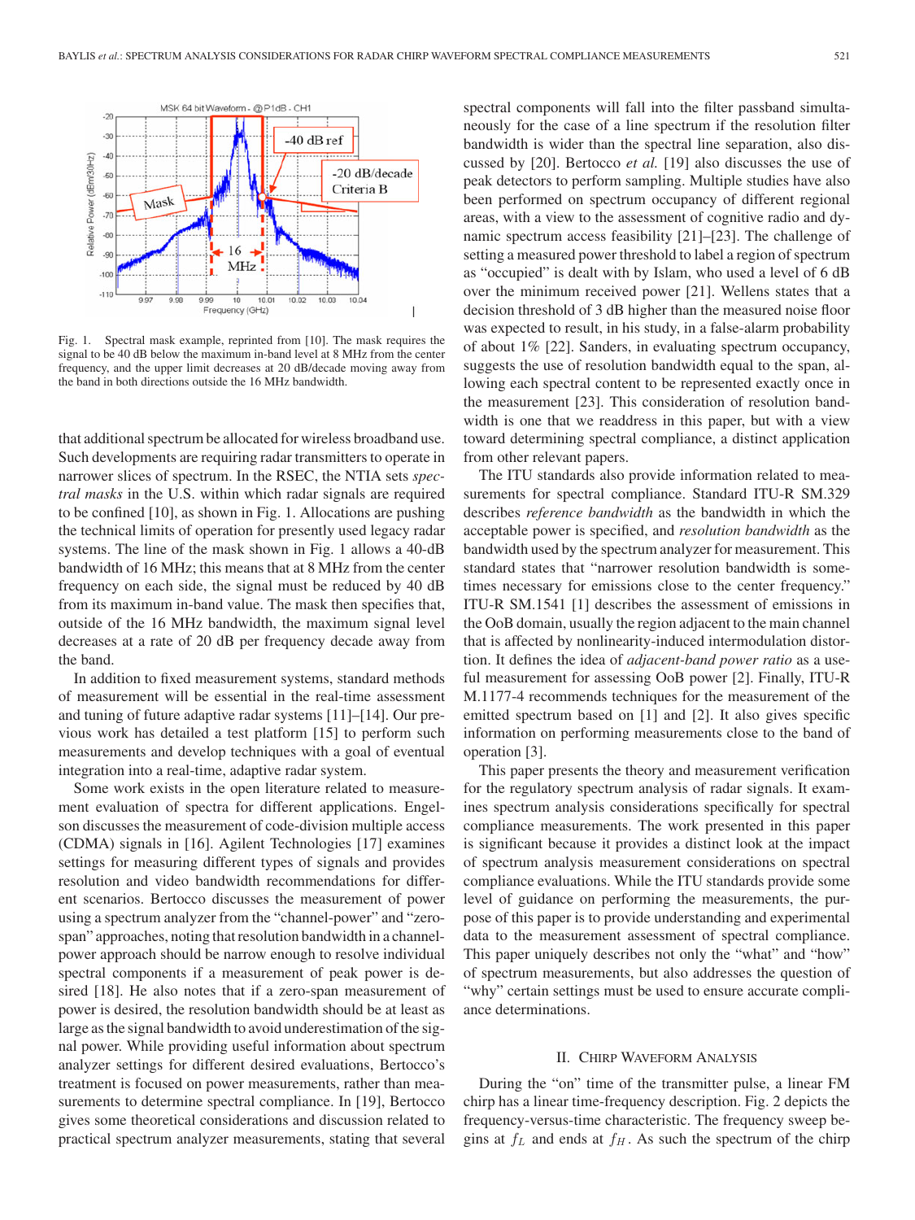Fig. 1. Spectral mask example, reprinted from [10]. The mask requires the signal to be 40 dB below the maximum in-band level at 8 MHz from the center frequency, and the upper limit decreases at 20 dB/decade moving away from the band in both directions outside the 16 MHz bandwidth.

that additional spectrum be allocated for wireless broadband use. Such developments are requiring radar transmitters to operate in narrower slices of spectrum. In the RSEC, the NTIA sets *spectral masks* in the U.S. within which radar signals are required to be confined [10], as shown in Fig. 1. Allocations are pushing the technical limits of operation for presently used legacy radar systems. The line of the mask shown in Fig. 1 allows a 40-dB bandwidth of 16 MHz; this means that at 8 MHz from the center frequency on each side, the signal must be reduced by 40 dB from its maximum in-band value. The mask then specifies that, outside of the 16 MHz bandwidth, the maximum signal level decreases at a rate of 20 dB per frequency decade away from the band.

In addition to fixed measurement systems, standard methods of measurement will be essential in the real-time assessment and tuning of future adaptive radar systems [11]–[14]. Our previous work has detailed a test platform [15] to perform such measurements and develop techniques with a goal of eventual integration into a real-time, adaptive radar system.

Some work exists in the open literature related to measurement evaluation of spectra for different applications. Engelson discusses the measurement of code-division multiple access (CDMA) signals in [16]. Agilent Technologies [17] examines settings for measuring different types of signals and provides resolution and video bandwidth recommendations for different scenarios. Bertocco discusses the measurement of power using a spectrum analyzer from the "channel-power" and "zero-span" approaches, noting that resolution bandwidth in a channel-power approach should be narrow enough to resolve individual spectral components if a measurement of peak power is desired [18]. He also notes that if a zero-span measurement of power is desired, the resolution bandwidth should be at least as large as the signal bandwidth to avoid underestimation of the signal power. While providing useful information about spectrum analyzer settings for different desired evaluations, Bertocco's treatment is focused on power measurements, rather than measurements to determine spectral compliance. In [19], Bertocco gives some theoretical considerations and discussion related to practical spectrum analyzer measurements, stating that several spectral components will fall into the filter passband simultaneously for the case of a line spectrum if the resolution filter bandwidth is wider than the spectral line separation, also discussed by [20]. Bertocco *et al.* [19] also discusses the use of peak detectors to perform sampling. Multiple studies have also been performed on spectrum occupancy of different regional areas, with a view to the assessment of cognitive radio and dynamic spectrum access feasibility [21]–[23]. The challenge of setting a measured power threshold to label a region of spectrum as "occupied" is dealt with by Islam, who used a level of 6 dB over the minimum received power [21]. Wellens states that a decision threshold of 3 dB higher than the measured noise floor was expected to result, in his study, in a false-alarm probability of about 1% [22]. Sanders, in evaluating spectrum occupancy, suggests the use of resolution bandwidth equal to the span, allowing each spectral content to be represented exactly once in the measurement [23]. This consideration of resolution bandwidth is one that we readdress in this paper, but with a view toward determining spectral compliance, a distinct application from other relevant papers.

The ITU standards also provide information related to measurements for spectral compliance. Standard ITU-R SM.329 describes *reference bandwidth* as the bandwidth in which the acceptable power is specified, and *resolution bandwidth* as the bandwidth used by the spectrum analyzer for measurement. This standard states that "narrower resolution bandwidth is sometimes necessary for emissions close to the center frequency." ITU-R SM.1541 [1] describes the assessment of emissions in the OoB domain, usually the region adjacent to the main channel that is affected by nonlinearity-induced intermodulation distortion. It defines the idea of *adjacent-band power ratio* as a useful measurement for assessing OoB power [2]. Finally, ITU-R M.1177-4 recommends techniques for the measurement of the emitted spectrum based on [1] and [2]. It also gives specific information on performing measurements close to the band of operation [3].

This paper presents the theory and measurement verification for the regulatory spectrum analysis of radar signals. It examines spectrum analysis considerations specifically for spectral compliance measurements. The work presented in this paper is significant because it provides a distinct look at the impact of spectrum analysis measurement considerations on spectral compliance evaluations. While the ITU standards provide some level of guidance on performing the measurements, the purpose of this paper is to provide understanding and experimental data to the measurement assessment of spectral compliance. This paper uniquely describes not only the "what" and "how" of spectrum measurements, but also addresses the question of "why" certain settings must be used to ensure accurate compliance determinations.

## II. Chirp Waveform Analysis

During the "on" time of the transmitter pulse, a linear FM chirp has a linear time-frequency description. Fig. 2 depicts the frequency-versus-time characteristic. The frequency sweep begins at $f_L$ and ends at $f_H$. As such the spectrum of the chirp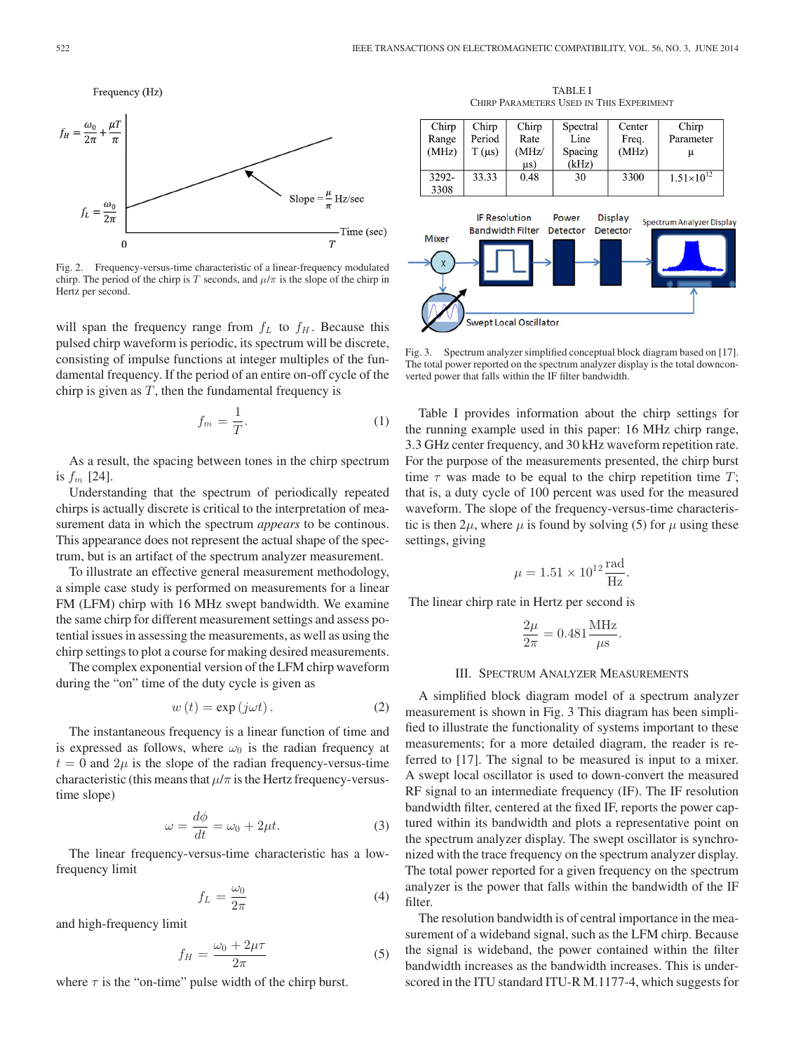Fig. 2. Frequency-versus-time characteristic of a linear-frequency modulated chirp. The period of the chirp is $T$ seconds, and $\mu/\pi$ is the slope of the chirp in Hertz per second.

will span the frequency range from $f_L$ to $f_H$. Because this pulsed chirp waveform is periodic, its spectrum will be discrete, consisting of impulse functions at integer multiples of the fundamental frequency. If the period of an entire on-off cycle of the chirp is given as $T$, then the fundamental frequency is

$$f_m = \frac{1}{T}. \tag{1}$$

As a result, the spacing between tones in the chirp spectrum is $f_m$ [24].

Understanding that the spectrum of periodically repeated chirps is actually discrete is critical to the interpretation of measurement data in which the spectrum *appears* to be continous. This appearance does not represent the actual shape of the spectrum, but is an artifact of the spectrum analyzer measurement.

To illustrate an effective general measurement methodology, a simple case study is performed on measurements for a linear FM (LFM) chirp with 16 MHz swept bandwidth. We examine the same chirp for different measurement settings and assess potential issues in assessing the measurements, as well as using the chirp settings to plot a course for making desired measurements.

The complex exponential version of the LFM chirp waveform during the "on" time of the duty cycle is given as

$$w(t) = \exp(j\omega t). \tag{2}$$

The instantaneous frequency is a linear function of time and is expressed as follows, where $\omega_0$ is the radian frequency at $t = 0$ and $2\mu$ is the slope of the radian frequency-versus-time characteristic (this means that $\mu/\pi$ is the Hertz frequency-versus-time slope)

$$\omega = \frac{d\phi}{dt} = \omega_0 + 2\mu t. \tag{3}$$

The linear frequency-versus-time characteristic has a low-frequency limit

$$f_L = \frac{\omega_0}{2\pi} \tag{4}$$

and high-frequency limit

$$f_H = \frac{\omega_0 + 2\mu\tau}{2\pi} \tag{5}$$

where $\tau$ is the "on-time" pulse width of the chirp burst.

TABLE I
CHIRP PARAMETERS USED IN THIS EXPERIMENT

| Chirp Range (MHz) | Chirp Period T (μs) | Chirp Rate (MHz/μs) | Spectral Line Spacing (kHz) | Center Freq. (MHz) | Chirp Parameter μ |
|---|---|---|---|---|---|
| 3292-3308 | 33.33 | 0.48 | 30 | 3300 | $1.51\times10^{12}$ |

Fig. 3. Spectrum analyzer simplified conceptual block diagram based on [17]. The total power reported on the spectrum analyzer display is the total downconverted power that falls within the IF filter bandwidth.

Table I provides information about the chirp settings for the running example used in this paper: 16 MHz chirp range, 3.3 GHz center frequency, and 30 kHz waveform repetition rate. For the purpose of the measurements presented, the chirp burst time $\tau$ was made to be equal to the chirp repetition time $T$; that is, a duty cycle of 100 percent was used for the measured waveform. The slope of the frequency-versus-time characteristic is then $2\mu$, where $\mu$ is found by solving (5) for $\mu$ using these settings, giving

$$\mu = 1.51 \times 10^{12} \frac{\text{rad}}{\text{Hz}}.$$

The linear chirp rate in Hertz per second is

$$\frac{2\mu}{2\pi} = 0.481 \frac{\text{MHz}}{\mu\text{s}}.$$

## III. SPECTRUM ANALYZER MEASUREMENTS

A simplified block diagram model of a spectrum analyzer measurement is shown in Fig. 3 This diagram has been simplified to illustrate the functionality of systems important to these measurements; for a more detailed diagram, the reader is referred to [17]. The signal to be measured is input to a mixer. A swept local oscillator is used to down-convert the measured RF signal to an intermediate frequency (IF). The IF resolution bandwidth filter, centered at the fixed IF, reports the power captured within its bandwidth and plots a representative point on the spectrum analyzer display. The swept oscillator is synchronized with the trace frequency on the spectrum analyzer display. The total power reported for a given frequency on the spectrum analyzer is the power that falls within the bandwidth of the IF filter.

The resolution bandwidth is of central importance in the measurement of a wideband signal, such as the LFM chirp. Because the signal is wideband, the power contained within the filter bandwidth increases as the bandwidth increases. This is underscored in the ITU standard ITU-R M.1177-4, which suggests for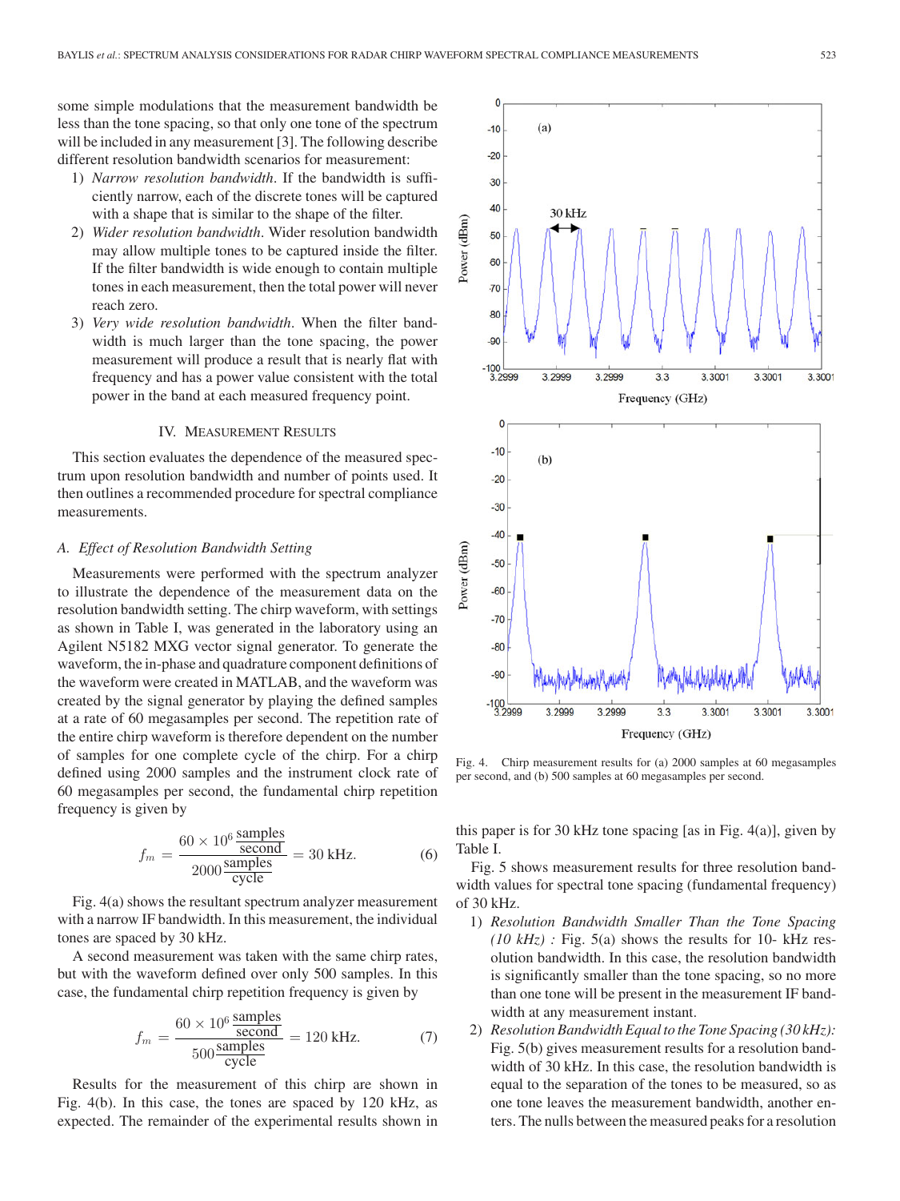some simple modulations that the measurement bandwidth be less than the tone spacing, so that only one tone of the spectrum will be included in any measurement [3]. The following describe different resolution bandwidth scenarios for measurement:

1) *Narrow resolution bandwidth*. If the bandwidth is sufficiently narrow, each of the discrete tones will be captured with a shape that is similar to the shape of the filter.
2) *Wider resolution bandwidth*. Wider resolution bandwidth may allow multiple tones to be captured inside the filter. If the filter bandwidth is wide enough to contain multiple tones in each measurement, then the total power will never reach zero.
3) *Very wide resolution bandwidth*. When the filter bandwidth is much larger than the tone spacing, the power measurement will produce a result that is nearly flat with frequency and has a power value consistent with the total power in the band at each measured frequency point.

## IV. Measurement Results

This section evaluates the dependence of the measured spectrum upon resolution bandwidth and number of points used. It then outlines a recommended procedure for spectral compliance measurements.

### A. Effect of Resolution Bandwidth Setting

Measurements were performed with the spectrum analyzer to illustrate the dependence of the measurement data on the resolution bandwidth setting. The chirp waveform, with settings as shown in Table I, was generated in the laboratory using an Agilent N5182 MXG vector signal generator. To generate the waveform, the in-phase and quadrature component definitions of the waveform were created in MATLAB, and the waveform was created by the signal generator by playing the defined samples at a rate of 60 megasamples per second. The repetition rate of the entire chirp waveform is therefore dependent on the number of samples for one complete cycle of the chirp. For a chirp defined using 2000 samples and the instrument clock rate of 60 megasamples per second, the fundamental chirp repetition frequency is given by

$$f_m = \frac{60 \times 10^6 \dfrac{\text{samples}}{\text{second}}}{2000 \dfrac{\text{samples}}{\text{cycle}}} = 30 \text{ kHz}. \tag{6}$$

Fig. 4(a) shows the resultant spectrum analyzer measurement with a narrow IF bandwidth. In this measurement, the individual tones are spaced by 30 kHz.

A second measurement was taken with the same chirp rates, but with the waveform defined over only 500 samples. In this case, the fundamental chirp repetition frequency is given by

$$f_m = \frac{60 \times 10^6 \dfrac{\text{samples}}{\text{second}}}{500 \dfrac{\text{samples}}{\text{cycle}}} = 120 \text{ kHz}. \tag{7}$$

Results for the measurement of this chirp are shown in Fig. 4(b). In this case, the tones are spaced by 120 kHz, as expected. The remainder of the experimental results shown in this paper is for 30 kHz tone spacing [as in Fig. 4(a)], given by Table I.

Fig. 4. Chirp measurement results for (a) 2000 samples at 60 megasamples per second, and (b) 500 samples at 60 megasamples per second.

Fig. 5 shows measurement results for three resolution bandwidth values for spectral tone spacing (fundamental frequency) of 30 kHz.

1) *Resolution Bandwidth Smaller Than the Tone Spacing (10 kHz) :* Fig. 5(a) shows the results for 10- kHz resolution bandwidth. In this case, the resolution bandwidth is significantly smaller than the tone spacing, so no more than one tone will be present in the measurement IF bandwidth at any measurement instant.
2) *Resolution Bandwidth Equal to the Tone Spacing (30 kHz):* Fig. 5(b) gives measurement results for a resolution bandwidth of 30 kHz. In this case, the resolution bandwidth is equal to the separation of the tones to be measured, so as one tone leaves the measurement bandwidth, another enters. The nulls between the measured peaks for a resolution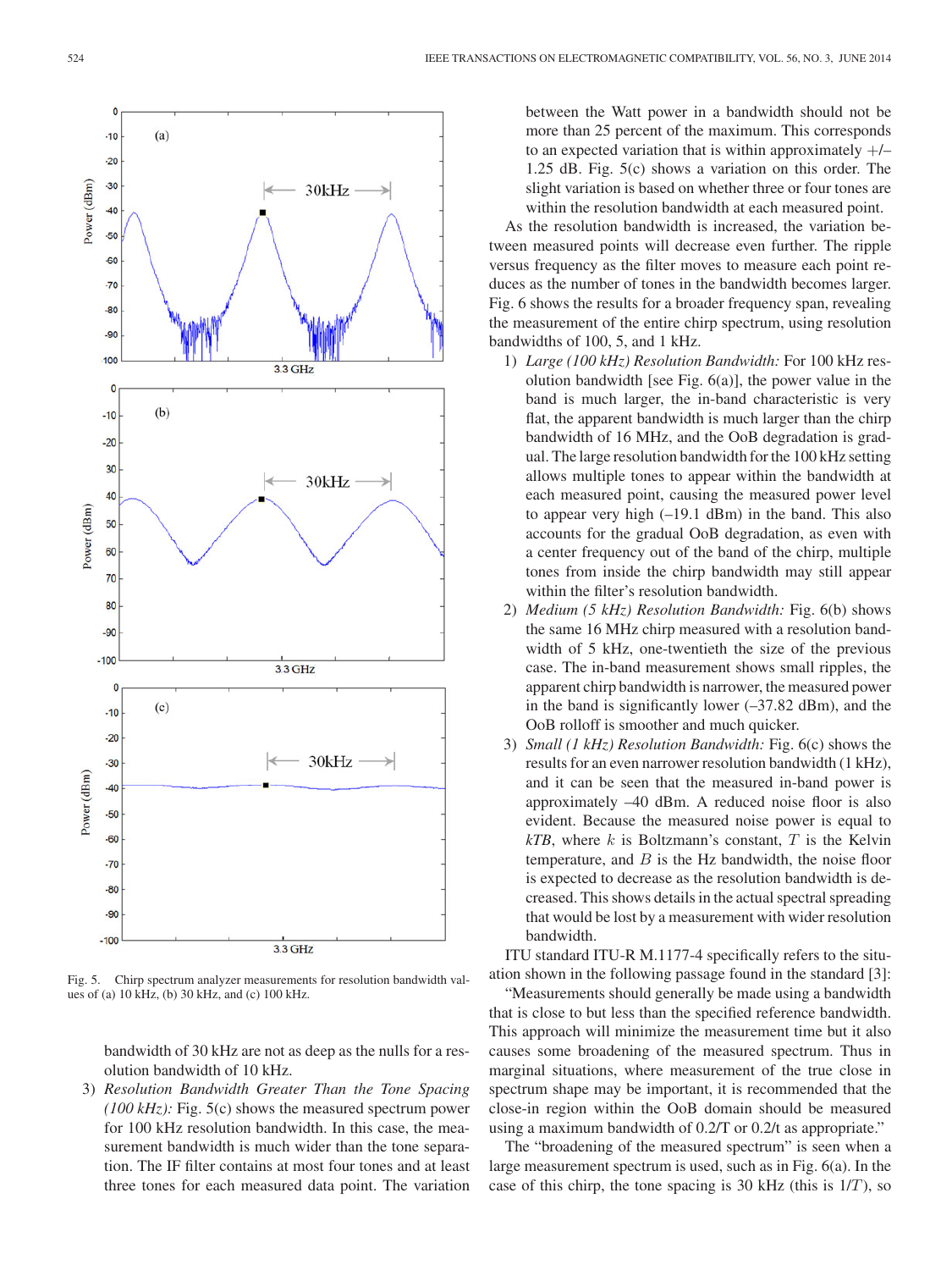Fig. 5. Chirp spectrum analyzer measurements for resolution bandwidth values of (a) 10 kHz, (b) 30 kHz, and (c) 100 kHz.

bandwidth of 30 kHz are not as deep as the nulls for a resolution bandwidth of 10 kHz.

3) *Resolution Bandwidth Greater Than the Tone Spacing (100 kHz):* Fig. 5(c) shows the measured spectrum power for 100 kHz resolution bandwidth. In this case, the measurement bandwidth is much wider than the tone separation. The IF filter contains at most four tones and at least three tones for each measured data point. The variation between the Watt power in a bandwidth should not be more than 25 percent of the maximum. This corresponds to an expected variation that is within approximately +/– 1.25 dB. Fig. 5(c) shows a variation on this order. The slight variation is based on whether three or four tones are within the resolution bandwidth at each measured point.

As the resolution bandwidth is increased, the variation between measured points will decrease even further. The ripple versus frequency as the filter moves to measure each point reduces as the number of tones in the bandwidth becomes larger. Fig. 6 shows the results for a broader frequency span, revealing the measurement of the entire chirp spectrum, using resolution bandwidths of 100, 5, and 1 kHz.

1) *Large (100 kHz) Resolution Bandwidth:* For 100 kHz resolution bandwidth [see Fig. 6(a)], the power value in the band is much larger, the in-band characteristic is very flat, the apparent bandwidth is much larger than the chirp bandwidth of 16 MHz, and the OoB degradation is gradual. The large resolution bandwidth for the 100 kHz setting allows multiple tones to appear within the bandwidth at each measured point, causing the measured power level to appear very high (–19.1 dBm) in the band. This also accounts for the gradual OoB degradation, as even with a center frequency out of the band of the chirp, multiple tones from inside the chirp bandwidth may still appear within the filter's resolution bandwidth.

2) *Medium (5 kHz) Resolution Bandwidth:* Fig. 6(b) shows the same 16 MHz chirp measured with a resolution bandwidth of 5 kHz, one-twentieth the size of the previous case. The in-band measurement shows small ripples, the apparent chirp bandwidth is narrower, the measured power in the band is significantly lower (–37.82 dBm), and the OoB rolloff is smoother and much quicker.

3) *Small (1 kHz) Resolution Bandwidth:* Fig. 6(c) shows the results for an even narrower resolution bandwidth (1 kHz), and it can be seen that the measured in-band power is approximately –40 dBm. A reduced noise floor is also evident. Because the measured noise power is equal to $kTB$, where $k$ is Boltzmann's constant, $T$ is the Kelvin temperature, and $B$ is the Hz bandwidth, the noise floor is expected to decrease as the resolution bandwidth is decreased. This shows details in the actual spectral spreading that would be lost by a measurement with wider resolution bandwidth.

ITU standard ITU-R M.1177-4 specifically refers to the situation shown in the following passage found in the standard [3]: "Measurements should generally be made using a bandwidth that is close to but less than the specified reference bandwidth. This approach will minimize the measurement time but it also causes some broadening of the measured spectrum. Thus in marginal situations, where measurement of the true close in spectrum shape may be important, it is recommended that the close-in region within the OoB domain should be measured using a maximum bandwidth of 0.2/T or 0.2/t as appropriate."

The "broadening of the measured spectrum" is seen when a large measurement spectrum is used, such as in Fig. 6(a). In the case of this chirp, the tone spacing is 30 kHz (this is $1/T$), so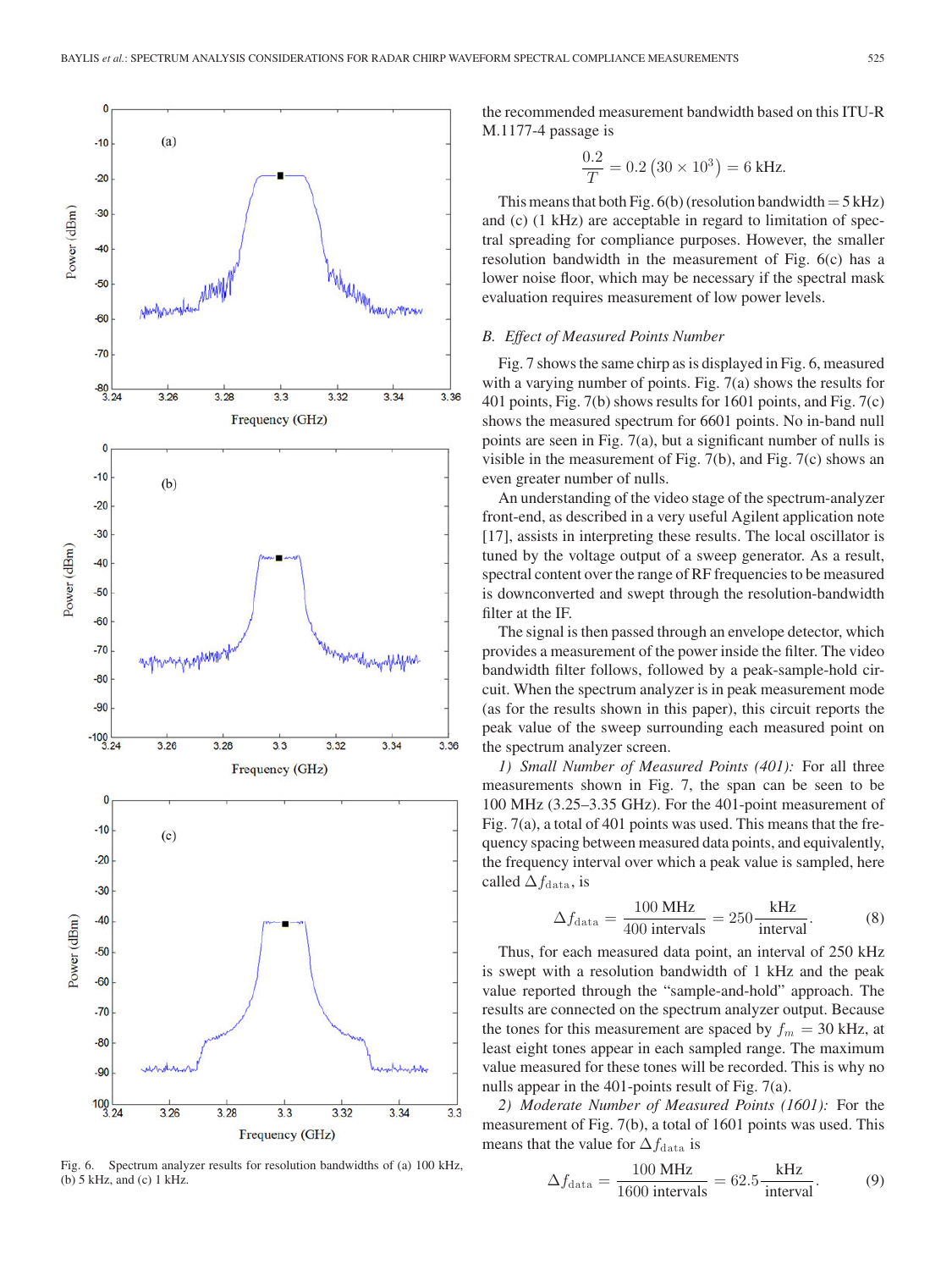Fig. 6. Spectrum analyzer results for resolution bandwidths of (a) 100 kHz, (b) 5 kHz, and (c) 1 kHz.

the recommended measurement bandwidth based on this ITU-R M.1177-4 passage is

$$\frac{0.2}{T} = 0.2\left(30 \times 10^3\right) = 6 \text{ kHz}.$$

This means that both Fig. 6(b) (resolution bandwidth = 5 kHz) and (c) (1 kHz) are acceptable in regard to limitation of spectral spreading for compliance purposes. However, the smaller resolution bandwidth in the measurement of Fig. 6(c) has a lower noise floor, which may be necessary if the spectral mask evaluation requires measurement of low power levels.

### *B. Effect of Measured Points Number*

Fig. 7 shows the same chirp as is displayed in Fig. 6, measured with a varying number of points. Fig. 7(a) shows the results for 401 points, Fig. 7(b) shows results for 1601 points, and Fig. 7(c) shows the measured spectrum for 6601 points. No in-band null points are seen in Fig. 7(a), but a significant number of nulls is visible in the measurement of Fig. 7(b), and Fig. 7(c) shows an even greater number of nulls.

An understanding of the video stage of the spectrum-analyzer front-end, as described in a very useful Agilent application note [17], assists in interpreting these results. The local oscillator is tuned by the voltage output of a sweep generator. As a result, spectral content over the range of RF frequencies to be measured is downconverted and swept through the resolution-bandwidth filter at the IF.

The signal is then passed through an envelope detector, which provides a measurement of the power inside the filter. The video bandwidth filter follows, followed by a peak-sample-hold circuit. When the spectrum analyzer is in peak measurement mode (as for the results shown in this paper), this circuit reports the peak value of the sweep surrounding each measured point on the spectrum analyzer screen.

*1) Small Number of Measured Points (401):* For all three measurements shown in Fig. 7, the span can be seen to be 100 MHz (3.25–3.35 GHz). For the 401-point measurement of Fig. 7(a), a total of 401 points was used. This means that the frequency spacing between measured data points, and equivalently, the frequency interval over which a peak value is sampled, here called $\Delta f_{\text{data}}$, is

$$\Delta f_{\text{data}} = \frac{100 \text{ MHz}}{400 \text{ intervals}} = 250 \frac{\text{kHz}}{\text{interval}}. \quad (8)$$

Thus, for each measured data point, an interval of 250 kHz is swept with a resolution bandwidth of 1 kHz and the peak value reported through the "sample-and-hold" approach. The results are connected on the spectrum analyzer output. Because the tones for this measurement are spaced by $f_m = 30$ kHz, at least eight tones appear in each sampled range. The maximum value measured for these tones will be recorded. This is why no nulls appear in the 401-points result of Fig. 7(a).

*2) Moderate Number of Measured Points (1601):* For the measurement of Fig. 7(b), a total of 1601 points was used. This means that the value for $\Delta f_{\text{data}}$ is

$$\Delta f_{\text{data}} = \frac{100 \text{ MHz}}{1600 \text{ intervals}} = 62.5 \frac{\text{kHz}}{\text{interval}}. \quad (9)$$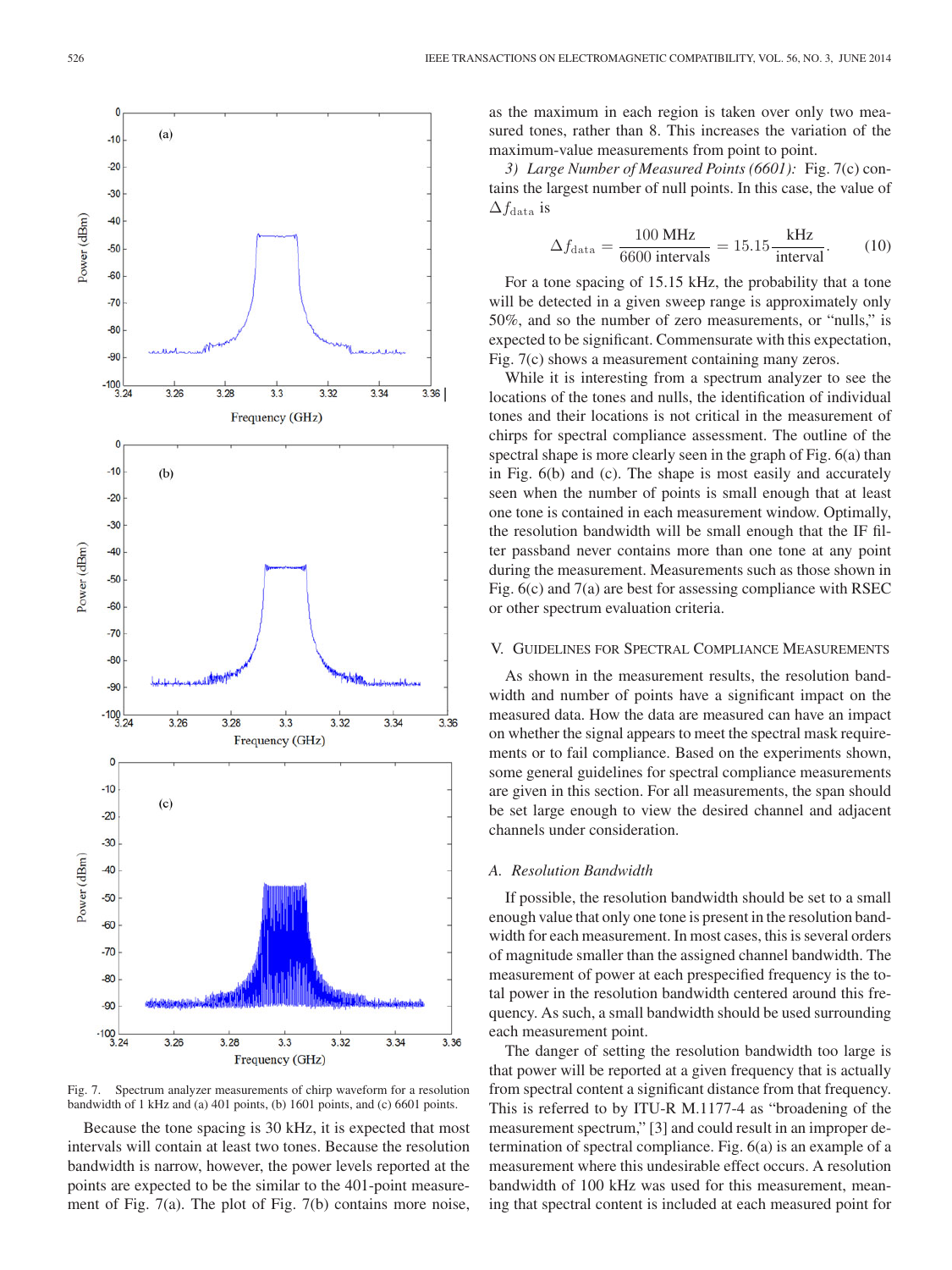Fig. 7. Spectrum analyzer measurements of chirp waveform for a resolution bandwidth of 1 kHz and (a) 401 points, (b) 1601 points, and (c) 6601 points.

Because the tone spacing is 30 kHz, it is expected that most intervals will contain at least two tones. Because the resolution bandwidth is narrow, however, the power levels reported at the points are expected to be the similar to the 401-point measurement of Fig. 7(a). The plot of Fig. 7(b) contains more noise, as the maximum in each region is taken over only two measured tones, rather than 8. This increases the variation of the maximum-value measurements from point to point.

*3) Large Number of Measured Points (6601):* Fig. 7(c) contains the largest number of null points. In this case, the value of $\Delta f_{\text{data}}$ is

$$\Delta f_{\text{data}} = \frac{100 \text{ MHz}}{6600 \text{ intervals}} = 15.15 \frac{\text{kHz}}{\text{interval}}. \tag{10}$$

For a tone spacing of 15.15 kHz, the probability that a tone will be detected in a given sweep range is approximately only 50%, and so the number of zero measurements, or "nulls," is expected to be significant. Commensurate with this expectation, Fig. 7(c) shows a measurement containing many zeros.

While it is interesting from a spectrum analyzer to see the locations of the tones and nulls, the identification of individual tones and their locations is not critical in the measurement of chirps for spectral compliance assessment. The outline of the spectral shape is more clearly seen in the graph of Fig. 6(a) than in Fig. 6(b) and (c). The shape is most easily and accurately seen when the number of points is small enough that at least one tone is contained in each measurement window. Optimally, the resolution bandwidth will be small enough that the IF filter passband never contains more than one tone at any point during the measurement. Measurements such as those shown in Fig. 6(c) and 7(a) are best for assessing compliance with RSEC or other spectrum evaluation criteria.

## V. Guidelines for Spectral Compliance Measurements

As shown in the measurement results, the resolution bandwidth and number of points have a significant impact on the measured data. How the data are measured can have an impact on whether the signal appears to meet the spectral mask requirements or to fail compliance. Based on the experiments shown, some general guidelines for spectral compliance measurements are given in this section. For all measurements, the span should be set large enough to view the desired channel and adjacent channels under consideration.

### A. Resolution Bandwidth

If possible, the resolution bandwidth should be set to a small enough value that only one tone is present in the resolution bandwidth for each measurement. In most cases, this is several orders of magnitude smaller than the assigned channel bandwidth. The measurement of power at each prespecified frequency is the total power in the resolution bandwidth centered around this frequency. As such, a small bandwidth should be used surrounding each measurement point.

The danger of setting the resolution bandwidth too large is that power will be reported at a given frequency that is actually from spectral content a significant distance from that frequency. This is referred to by ITU-R M.1177-4 as "broadening of the measurement spectrum," [3] and could result in an improper determination of spectral compliance. Fig. 6(a) is an example of a measurement where this undesirable effect occurs. A resolution bandwidth of 100 kHz was used for this measurement, meaning that spectral content is included at each measured point for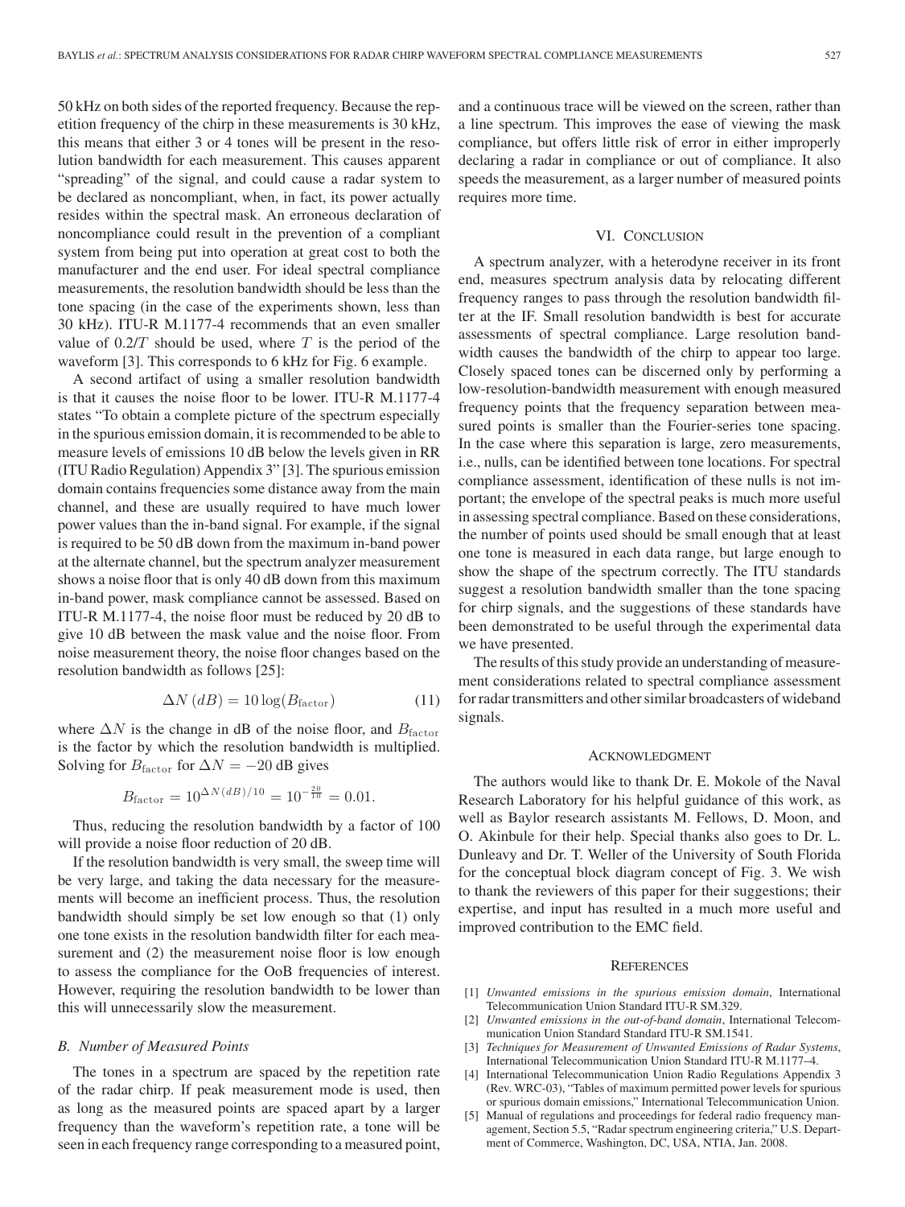50 kHz on both sides of the reported frequency. Because the repetition frequency of the chirp in these measurements is 30 kHz, this means that either 3 or 4 tones will be present in the resolution bandwidth for each measurement. This causes apparent "spreading" of the signal, and could cause a radar system to be declared as noncompliant, when, in fact, its power actually resides within the spectral mask. An erroneous declaration of noncompliance could result in the prevention of a compliant system from being put into operation at great cost to both the manufacturer and the end user. For ideal spectral compliance measurements, the resolution bandwidth should be less than the tone spacing (in the case of the experiments shown, less than 30 kHz). ITU-R M.1177-4 recommends that an even smaller value of $0.2/T$ should be used, where $T$ is the period of the waveform [3]. This corresponds to 6 kHz for Fig. 6 example.

A second artifact of using a smaller resolution bandwidth is that it causes the noise floor to be lower. ITU-R M.1177-4 states "To obtain a complete picture of the spectrum especially in the spurious emission domain, it is recommended to be able to measure levels of emissions 10 dB below the levels given in RR (ITU Radio Regulation) Appendix 3" [3]. The spurious emission domain contains frequencies some distance away from the main channel, and these are usually required to have much lower power values than the in-band signal. For example, if the signal is required to be 50 dB down from the maximum in-band power at the alternate channel, but the spectrum analyzer measurement shows a noise floor that is only 40 dB down from this maximum in-band power, mask compliance cannot be assessed. Based on ITU-R M.1177-4, the noise floor must be reduced by 20 dB to give 10 dB between the mask value and the noise floor. From noise measurement theory, the noise floor changes based on the resolution bandwidth as follows [25]:

$$\Delta N\,(dB) = 10\log(B_{\text{factor}}) \tag{11}$$

where $\Delta N$ is the change in dB of the noise floor, and $B_{\text{factor}}$ is the factor by which the resolution bandwidth is multiplied. Solving for $B_{\text{factor}}$ for $\Delta N = -20$ dB gives

$$B_{\text{factor}} = 10^{\Delta N(dB)/10} = 10^{-\frac{20}{10}} = 0.01.$$

Thus, reducing the resolution bandwidth by a factor of 100 will provide a noise floor reduction of 20 dB.

If the resolution bandwidth is very small, the sweep time will be very large, and taking the data necessary for the measurements will become an inefficient process. Thus, the resolution bandwidth should simply be set low enough so that (1) only one tone exists in the resolution bandwidth filter for each measurement and (2) the measurement noise floor is low enough to assess the compliance for the OoB frequencies of interest. However, requiring the resolution bandwidth to be lower than this will unnecessarily slow the measurement.

### *B. Number of Measured Points*

The tones in a spectrum are spaced by the repetition rate of the radar chirp. If peak measurement mode is used, then as long as the measured points are spaced apart by a larger frequency than the waveform's repetition rate, a tone will be seen in each frequency range corresponding to a measured point, and a continuous trace will be viewed on the screen, rather than a line spectrum. This improves the ease of viewing the mask compliance, but offers little risk of error in either improperly declaring a radar in compliance or out of compliance. It also speeds the measurement, as a larger number of measured points requires more time.

## VI. Conclusion

A spectrum analyzer, with a heterodyne receiver in its front end, measures spectrum analysis data by relocating different frequency ranges to pass through the resolution bandwidth filter at the IF. Small resolution bandwidth is best for accurate assessments of spectral compliance. Large resolution bandwidth causes the bandwidth of the chirp to appear too large. Closely spaced tones can be discerned only by performing a low-resolution-bandwidth measurement with enough measured frequency points that the frequency separation between measured points is smaller than the Fourier-series tone spacing. In the case where this separation is large, zero measurements, i.e., nulls, can be identified between tone locations. For spectral compliance assessment, identification of these nulls is not important; the envelope of the spectral peaks is much more useful in assessing spectral compliance. Based on these considerations, the number of points used should be small enough that at least one tone is measured in each data range, but large enough to show the shape of the spectrum correctly. The ITU standards suggest a resolution bandwidth smaller than the tone spacing for chirp signals, and the suggestions of these standards have been demonstrated to be useful through the experimental data we have presented.

The results of this study provide an understanding of measurement considerations related to spectral compliance assessment for radar transmitters and other similar broadcasters of wideband signals.

## Acknowledgment

The authors would like to thank Dr. E. Mokole of the Naval Research Laboratory for his helpful guidance of this work, as well as Baylor research assistants M. Fellows, D. Moon, and O. Akinbule for their help. Special thanks also goes to Dr. L. Dunleavy and Dr. T. Weller of the University of South Florida for the conceptual block diagram concept of Fig. 3. We wish to thank the reviewers of this paper for their suggestions; their expertise, and input has resulted in a much more useful and improved contribution to the EMC field.

## References

[1] *Unwanted emissions in the spurious emission domain*, International Telecommunication Union Standard ITU-R SM.329.

[2] *Unwanted emissions in the out-of-band domain*, International Telecommunication Union Standard Standard ITU-R SM.1541.

[3] *Techniques for Measurement of Unwanted Emissions of Radar Systems*, International Telecommunication Union Standard ITU-R M.1177–4.

[4] International Telecommunication Union Radio Regulations Appendix 3 (Rev. WRC-03), "Tables of maximum permitted power levels for spurious or spurious domain emissions," International Telecommunication Union.

[5] Manual of regulations and proceedings for federal radio frequency management, Section 5.5, "Radar spectrum engineering criteria," U.S. Department of Commerce, Washington, DC, USA, NTIA, Jan. 2008.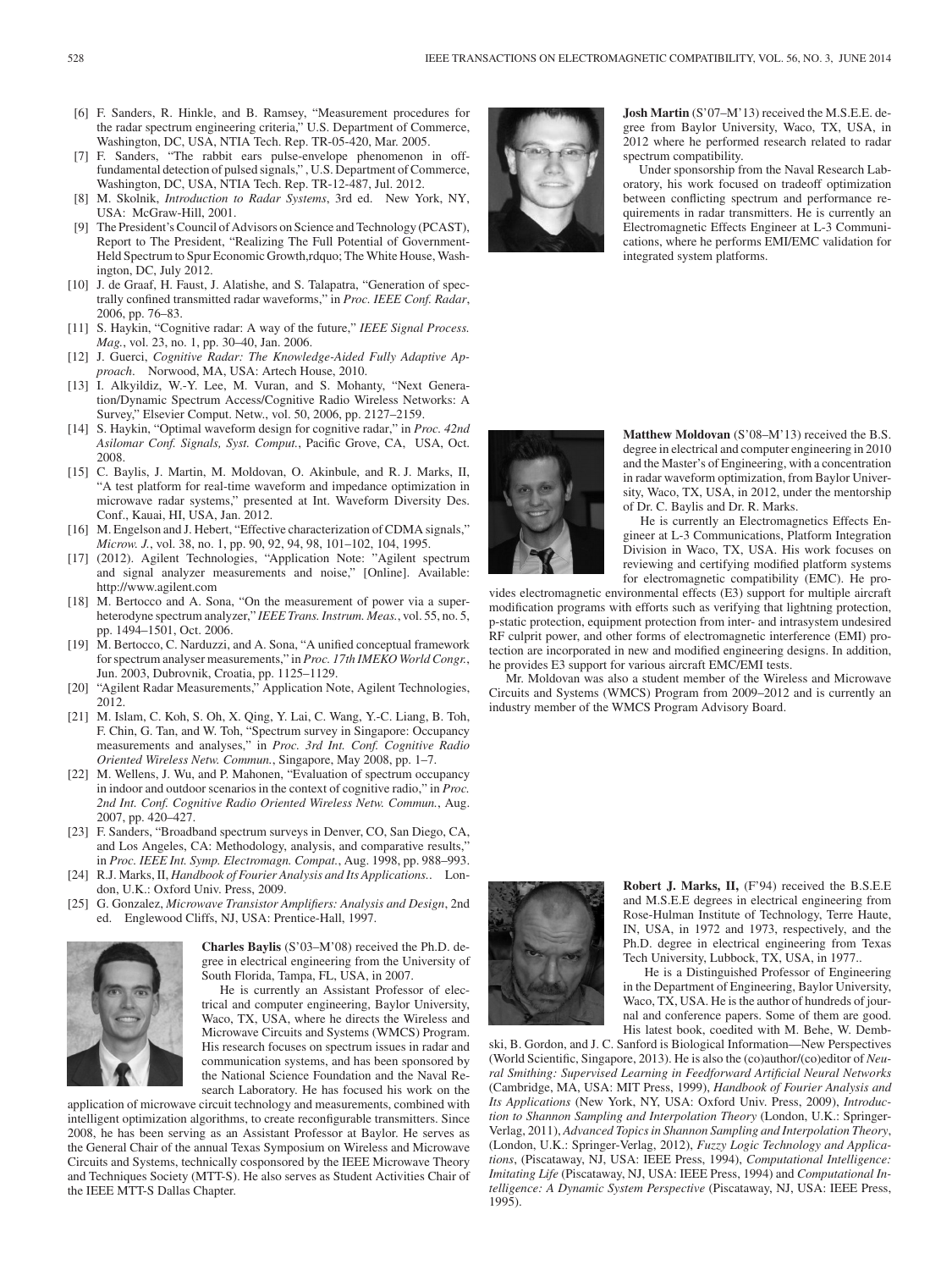[6] F. Sanders, R. Hinkle, and B. Ramsey, "Measurement procedures for the radar spectrum engineering criteria," U.S. Department of Commerce, Washington, DC, USA, NTIA Tech. Rep. TR-05-420, Mar. 2005.

[7] F. Sanders, "The rabbit ears pulse-envelope phenomenon in off-fundamental detection of pulsed signals," , U.S. Department of Commerce, Washington, DC, USA, NTIA Tech. Rep. TR-12-487, Jul. 2012.

[8] M. Skolnik, *Introduction to Radar Systems*, 3rd ed. New York, NY, USA: McGraw-Hill, 2001.

[9] The President's Council of Advisors on Science and Technology (PCAST), Report to The President, "Realizing The Full Potential of Government-Held Spectrum to Spur Economic Growth,rdquo; The White House, Washington, DC, July 2012.

[10] J. de Graaf, H. Faust, J. Alatishe, and S. Talapatra, "Generation of spectrally confined transmitted radar waveforms," in *Proc. IEEE Conf. Radar*, 2006, pp. 76–83.

[11] S. Haykin, "Cognitive radar: A way of the future," *IEEE Signal Process. Mag.*, vol. 23, no. 1, pp. 30–40, Jan. 2006.

[12] J. Guerci, *Cognitive Radar: The Knowledge-Aided Fully Adaptive Approach*. Norwood, MA, USA: Artech House, 2010.

[13] I. Alkyildiz, W.-Y. Lee, M. Vuran, and S. Mohanty, "Next Generation/Dynamic Spectrum Access/Cognitive Radio Wireless Networks: A Survey," Elsevier Comput. Netw., vol. 50, 2006, pp. 2127–2159.

[14] S. Haykin, "Optimal waveform design for cognitive radar," in *Proc. 42nd Asilomar Conf. Signals, Syst. Comput.*, Pacific Grove, CA, USA, Oct. 2008.

[15] C. Baylis, J. Martin, M. Moldovan, O. Akinbule, and R. J. Marks, II, "A test platform for real-time waveform and impedance optimization in microwave radar systems," presented at Int. Waveform Diversity Des. Conf., Kauai, HI, USA, Jan. 2012.

[16] M. Engelson and J. Hebert, "Effective characterization of CDMA signals," *Microw. J.*, vol. 38, no. 1, pp. 90, 92, 94, 98, 101–102, 104, 1995.

[17] (2012). Agilent Technologies, "Application Note: "Agilent spectrum and signal analyzer measurements and noise," [Online]. Available: http://www.agilent.com

[18] M. Bertocco and A. Sona, "On the measurement of power via a superheterodyne spectrum analyzer," *IEEE Trans. Instrum. Meas.*, vol. 55, no. 5, pp. 1494–1501, Oct. 2006.

[19] M. Bertocco, C. Narduzzi, and A. Sona, "A unified conceptual framework for spectrum analyser measurements," in *Proc. 17th IMEKO World Congr.*, Jun. 2003, Dubrovnik, Croatia, pp. 1125–1129.

[20] "Agilent Radar Measurements," Application Note, Agilent Technologies, 2012.

[21] M. Islam, C. Koh, S. Oh, X. Qing, Y. Lai, C. Wang, Y.-C. Liang, B. Toh, F. Chin, G. Tan, and W. Toh, "Spectrum survey in Singapore: Occupancy measurements and analyses," in *Proc. 3rd Int. Conf. Cognitive Radio Oriented Wireless Netw. Commun.*, Singapore, May 2008, pp. 1–7.

[22] M. Wellens, J. Wu, and P. Mahonen, "Evaluation of spectrum occupancy in indoor and outdoor scenarios in the context of cognitive radio," in *Proc. 2nd Int. Conf. Cognitive Radio Oriented Wireless Netw. Commun.*, Aug. 2007, pp. 420–427.

[23] F. Sanders, "Broadband spectrum surveys in Denver, CO, San Diego, CA, and Los Angeles, CA: Methodology, analysis, and comparative results," in *Proc. IEEE Int. Symp. Electromagn. Compat.*, Aug. 1998, pp. 988–993.

[24] R.J. Marks, II, *Handbook of Fourier Analysis and Its Applications.*. London, U.K.: Oxford Univ. Press, 2009.

[25] G. Gonzalez, *Microwave Transistor Amplifiers: Analysis and Design*, 2nd ed. Englewood Cliffs, NJ, USA: Prentice-Hall, 1997.

**Charles Baylis** (S'03–M'08) received the Ph.D. degree in electrical engineering from the University of South Florida, Tampa, FL, USA, in 2007.

He is currently an Assistant Professor of electrical and computer engineering, Baylor University, Waco, TX, USA, where he directs the Wireless and Microwave Circuits and Systems (WMCS) Program. His research focuses on spectrum issues in radar and communication systems, and has been sponsored by the National Science Foundation and the Naval Research Laboratory. He has focused his work on the application of microwave circuit technology and measurements, combined with intelligent optimization algorithms, to create reconfigurable transmitters. Since 2008, he has been serving as an Assistant Professor at Baylor. He serves as the General Chair of the annual Texas Symposium on Wireless and Microwave Circuits and Systems, technically cosponsored by the IEEE Microwave Theory and Techniques Society (MTT-S). He also serves as Student Activities Chair of the IEEE MTT-S Dallas Chapter.

**Josh Martin** (S'07–M'13) received the M.S.E.E. degree from Baylor University, Waco, TX, USA, in 2012 where he performed research related to radar spectrum compatibility.

Under sponsorship from the Naval Research Laboratory, his work focused on tradeoff optimization between conflicting spectrum and performance requirements in radar transmitters. He is currently an Electromagnetic Effects Engineer at L-3 Communications, where he performs EMI/EMC validation for integrated system platforms.

**Matthew Moldovan** (S'08–M'13) received the B.S. degree in electrical and computer engineering in 2010 and the Master's of Engineering, with a concentration in radar waveform optimization, from Baylor University, Waco, TX, USA, in 2012, under the mentorship of Dr. C. Baylis and Dr. R. Marks.

He is currently an Electromagnetics Effects Engineer at L-3 Communications, Platform Integration Division in Waco, TX, USA. His work focuses on reviewing and certifying modified platform systems for electromagnetic compatibility (EMC). He provides electromagnetic environmental effects (E3) support for multiple aircraft modification programs with efforts such as verifying that lightning protection, p-static protection, equipment protection from inter- and intrasystem undesired RF culprit power, and other forms of electromagnetic interference (EMI) protection are incorporated in new and modified engineering designs. In addition, he provides E3 support for various aircraft EMC/EMI tests.

Mr. Moldovan was also a student member of the Wireless and Microwave Circuits and Systems (WMCS) Program from 2009–2012 and is currently an industry member of the WMCS Program Advisory Board.

**Robert J. Marks, II,** (F'94) received the B.S.E.E and M.S.E.E degrees in electrical engineering from Rose-Hulman Institute of Technology, Terre Haute, IN, USA, in 1972 and 1973, respectively, and the Ph.D. degree in electrical engineering from Texas Tech University, Lubbock, TX, USA, in 1977..

He is a Distinguished Professor of Engineering in the Department of Engineering, Baylor University, Waco, TX, USA. He is the author of hundreds of journal and conference papers. Some of them are good. His latest book, coedited with M. Behe, W. Dembski, B. Gordon, and J. C. Sanford is Biological Information—New Perspectives (World Scientific, Singapore, 2013). He is also the (co)author/(co)editor of *Neural Smithing: Supervised Learning in Feedforward Artificial Neural Networks* (Cambridge, MA, USA: MIT Press, 1999), *Handbook of Fourier Analysis and Its Applications* (New York, NY, USA: Oxford Univ. Press, 2009), *Introduction to Shannon Sampling and Interpolation Theory* (London, U.K.: Springer-Verlag, 2011), *Advanced Topics in Shannon Sampling and Interpolation Theory*, (London, U.K.: Springer-Verlag, 2012), *Fuzzy Logic Technology and Applications*, (Piscataway, NJ, USA: IEEE Press, 1994), *Computational Intelligence: Imitating Life* (Piscataway, NJ, USA: IEEE Press, 1994) and *Computational Intelligence: A Dynamic System Perspective* (Piscataway, NJ, USA: IEEE Press, 1995).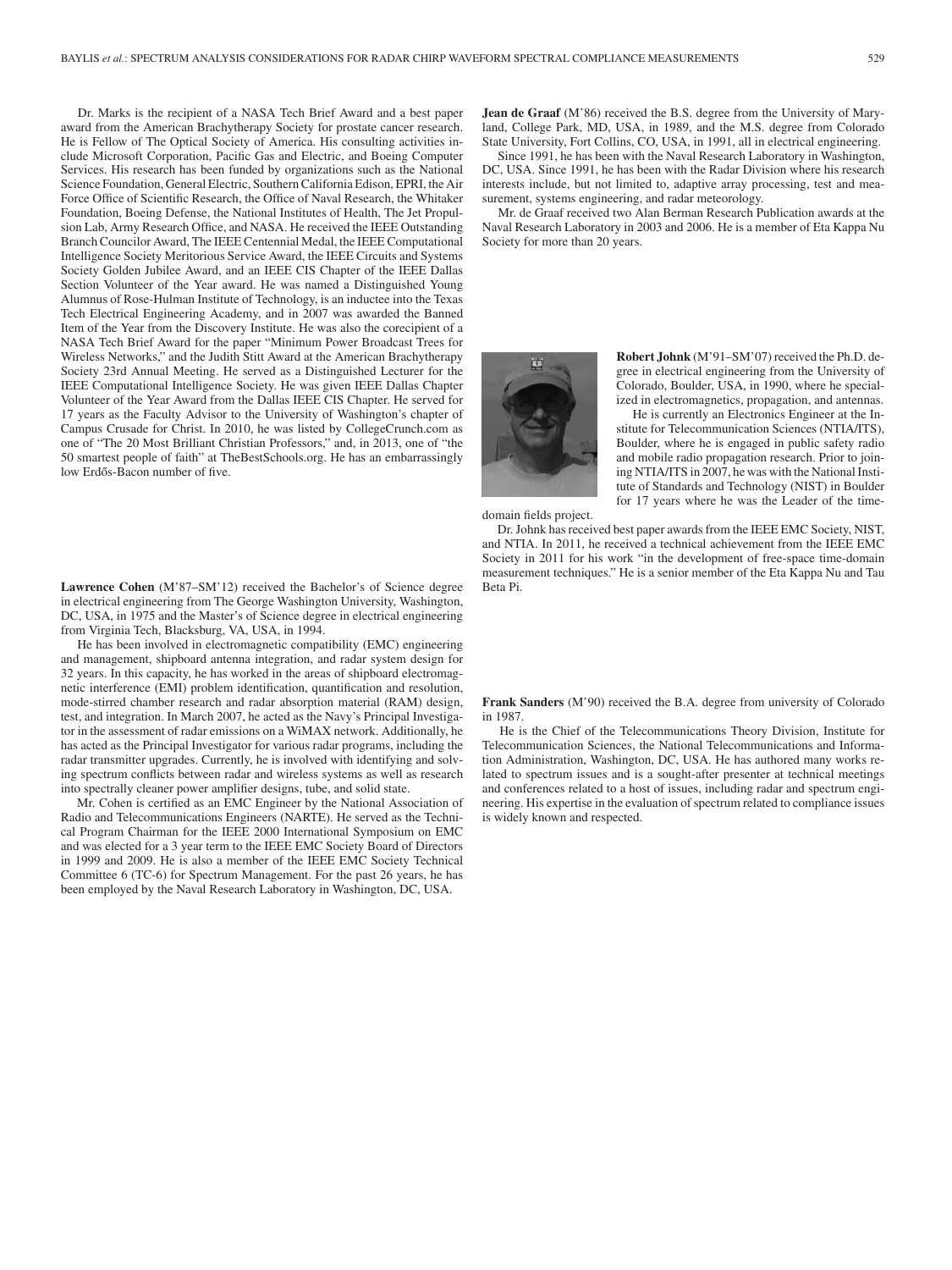Dr. Marks is the recipient of a NASA Tech Brief Award and a best paper award from the American Brachytherapy Society for prostate cancer research. He is Fellow of The Optical Society of America. His consulting activities include Microsoft Corporation, Pacific Gas and Electric, and Boeing Computer Services. His research has been funded by organizations such as the National Science Foundation, General Electric, Southern California Edison, EPRI, the Air Force Office of Scientific Research, the Office of Naval Research, the Whitaker Foundation, Boeing Defense, the National Institutes of Health, The Jet Propulsion Lab, Army Research Office, and NASA. He received the IEEE Outstanding Branch Councilor Award, The IEEE Centennial Medal, the IEEE Computational Intelligence Society Meritorious Service Award, the IEEE Circuits and Systems Society Golden Jubilee Award, and an IEEE CIS Chapter of the IEEE Dallas Section Volunteer of the Year award. He was named a Distinguished Young Alumnus of Rose-Hulman Institute of Technology, is an inductee into the Texas Tech Electrical Engineering Academy, and in 2007 was awarded the Banned Item of the Year from the Discovery Institute. He was also the corecipient of a NASA Tech Brief Award for the paper "Minimum Power Broadcast Trees for Wireless Networks," and the Judith Stitt Award at the American Brachytherapy Society 23rd Annual Meeting. He served as a Distinguished Lecturer for the IEEE Computational Intelligence Society. He was given IEEE Dallas Chapter Volunteer of the Year Award from the Dallas IEEE CIS Chapter. He served for 17 years as the Faculty Advisor to the University of Washington's chapter of Campus Crusade for Christ. In 2010, he was listed by CollegeCrunch.com as one of "The 20 Most Brilliant Christian Professors," and, in 2013, one of "the 50 smartest people of faith" at TheBestSchools.org. He has an embarrassingly low Erdős-Bacon number of five.

**Lawrence Cohen** (M'87–SM'12) received the Bachelor's of Science degree in electrical engineering from The George Washington University, Washington, DC, USA, in 1975 and the Master's of Science degree in electrical engineering from Virginia Tech, Blacksburg, VA, USA, in 1994.

He has been involved in electromagnetic compatibility (EMC) engineering and management, shipboard antenna integration, and radar system design for 32 years. In this capacity, he has worked in the areas of shipboard electromagnetic interference (EMI) problem identification, quantification and resolution, mode-stirred chamber research and radar absorption material (RAM) design, test, and integration. In March 2007, he acted as the Navy's Principal Investigator in the assessment of radar emissions on a WiMAX network. Additionally, he has acted as the Principal Investigator for various radar programs, including the radar transmitter upgrades. Currently, he is involved with identifying and solving spectrum conflicts between radar and wireless systems as well as research into spectrally cleaner power amplifier designs, tube, and solid state.

Mr. Cohen is certified as an EMC Engineer by the National Association of Radio and Telecommunications Engineers (NARTE). He served as the Technical Program Chairman for the IEEE 2000 International Symposium on EMC and was elected for a 3 year term to the IEEE EMC Society Board of Directors in 1999 and 2009. He is also a member of the IEEE EMC Society Technical Committee 6 (TC-6) for Spectrum Management. For the past 26 years, he has been employed by the Naval Research Laboratory in Washington, DC, USA.

**Jean de Graaf** (M'86) received the B.S. degree from the University of Maryland, College Park, MD, USA, in 1989, and the M.S. degree from Colorado State University, Fort Collins, CO, USA, in 1991, all in electrical engineering.

Since 1991, he has been with the Naval Research Laboratory in Washington, DC, USA. Since 1991, he has been with the Radar Division where his research interests include, but not limited to, adaptive array processing, test and measurement, systems engineering, and radar meteorology.

Mr. de Graaf received two Alan Berman Research Publication awards at the Naval Research Laboratory in 2003 and 2006. He is a member of Eta Kappa Nu Society for more than 20 years.

**Robert Johnk** (M'91–SM'07) received the Ph.D. degree in electrical engineering from the University of Colorado, Boulder, USA, in 1990, where he specialized in electromagnetics, propagation, and antennas.

He is currently an Electronics Engineer at the Institute for Telecommunication Sciences (NTIA/ITS), Boulder, where he is engaged in public safety radio and mobile radio propagation research. Prior to joining NTIA/ITS in 2007, he was with the National Institute of Standards and Technology (NIST) in Boulder for 17 years where he was the Leader of the time-domain fields project.

Dr. Johnk has received best paper awards from the IEEE EMC Society, NIST, and NTIA. In 2011, he received a technical achievement from the IEEE EMC Society in 2011 for his work "in the development of free-space time-domain measurement techniques." He is a senior member of the Eta Kappa Nu and Tau Beta Pi.

**Frank Sanders** (M'90) received the B.A. degree from university of Colorado in 1987.

He is the Chief of the Telecommunications Theory Division, Institute for Telecommunication Sciences, the National Telecommunications and Information Administration, Washington, DC, USA. He has authored many works related to spectrum issues and is a sought-after presenter at technical meetings and conferences related to a host of issues, including radar and spectrum engineering. His expertise in the evaluation of spectrum related to compliance issues is widely known and respected.